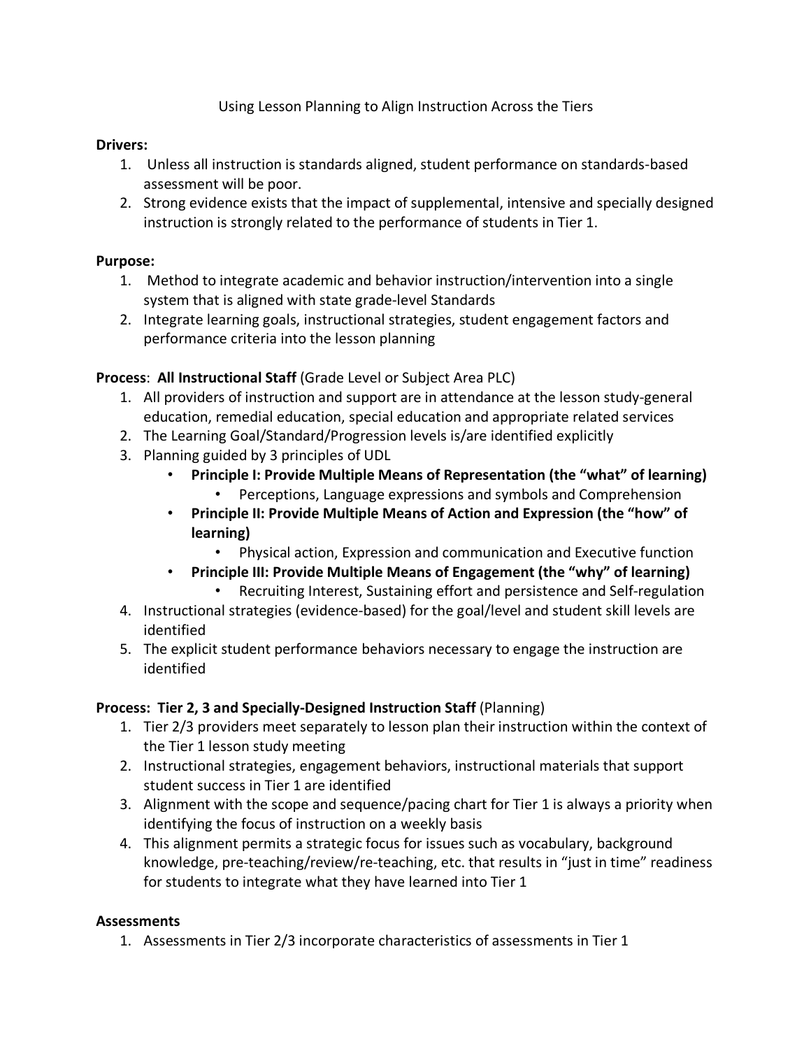# Using Lesson Planning to Align Instruction Across the Tiers

**Drivers:**

1. Unless all instruction is standards aligned, student performance on standards-based assessment will be poor.
2. Strong evidence exists that the impact of supplemental, intensive and specially designed instruction is strongly related to the performance of students in Tier 1.

**Purpose:**

1. Method to integrate academic and behavior instruction/intervention into a single system that is aligned with state grade-level Standards
2. Integrate learning goals, instructional strategies, student engagement factors and performance criteria into the lesson planning

**Process**: **All Instructional Staff** (Grade Level or Subject Area PLC)

1. All providers of instruction and support are in attendance at the lesson study-general education, remedial education, special education and appropriate related services
2. The Learning Goal/Standard/Progression levels is/are identified explicitly
3. Planning guided by 3 principles of UDL
   - **Principle I: Provide Multiple Means of Representation (the "what" of learning)**
     - Perceptions, Language expressions and symbols and Comprehension
   - **Principle II: Provide Multiple Means of Action and Expression (the "how" of learning)**
     - Physical action, Expression and communication and Executive function
   - **Principle III: Provide Multiple Means of Engagement (the "why" of learning)**
     - Recruiting Interest, Sustaining effort and persistence and Self-regulation
4. Instructional strategies (evidence-based) for the goal/level and student skill levels are identified
5. The explicit student performance behaviors necessary to engage the instruction are identified

**Process: Tier 2, 3 and Specially-Designed Instruction Staff** (Planning)

1. Tier 2/3 providers meet separately to lesson plan their instruction within the context of the Tier 1 lesson study meeting
2. Instructional strategies, engagement behaviors, instructional materials that support student success in Tier 1 are identified
3. Alignment with the scope and sequence/pacing chart for Tier 1 is always a priority when identifying the focus of instruction on a weekly basis
4. This alignment permits a strategic focus for issues such as vocabulary, background knowledge, pre-teaching/review/re-teaching, etc. that results in "just in time" readiness for students to integrate what they have learned into Tier 1

**Assessments**

1. Assessments in Tier 2/3 incorporate characteristics of assessments in Tier 1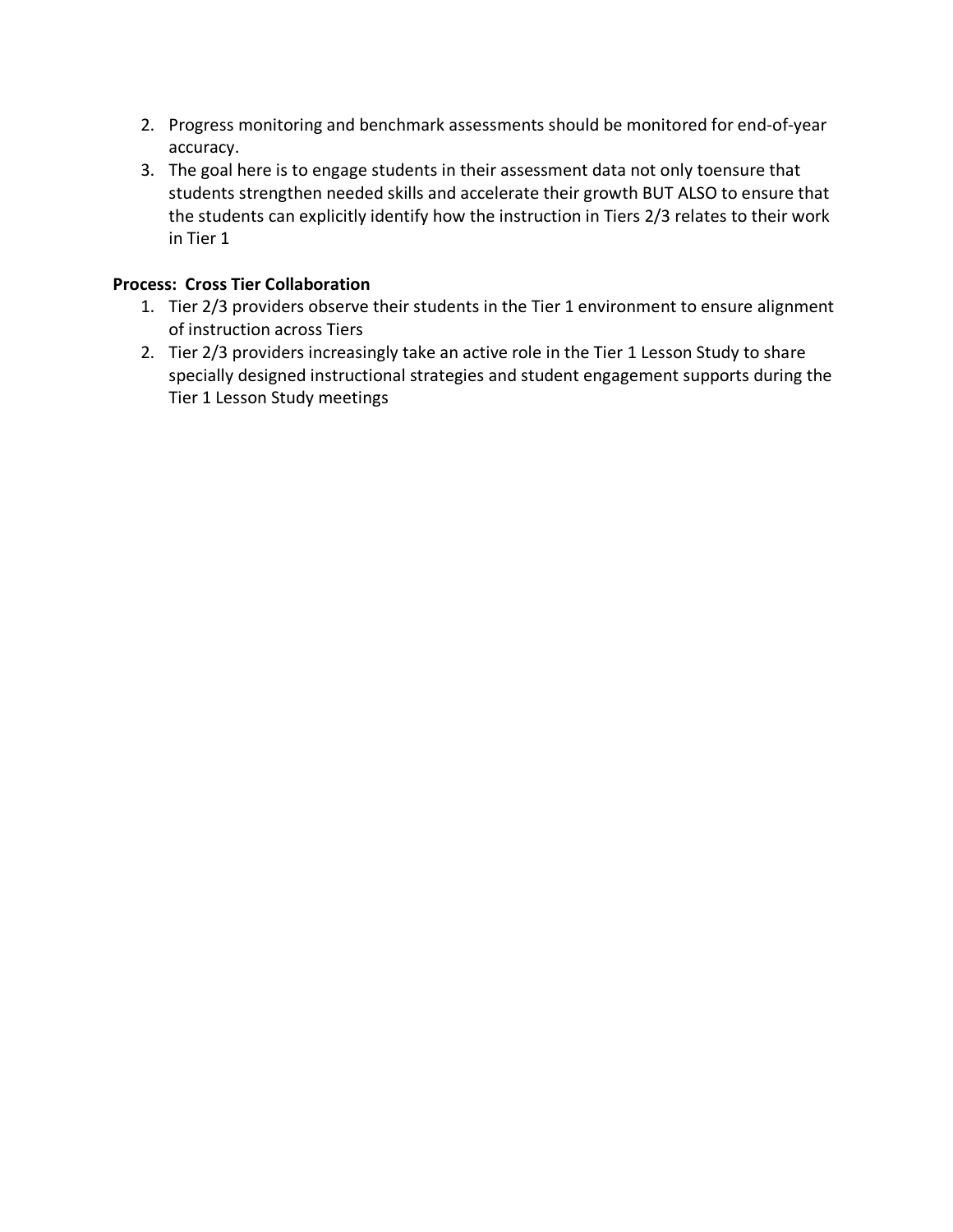2. Progress monitoring and benchmark assessments should be monitored for end-of-year accuracy.
3. The goal here is to engage students in their assessment data not only toensure that students strengthen needed skills and accelerate their growth BUT ALSO to ensure that the students can explicitly identify how the instruction in Tiers 2/3 relates to their work in Tier 1

**Process: Cross Tier Collaboration**

1. Tier 2/3 providers observe their students in the Tier 1 environment to ensure alignment of instruction across Tiers
2. Tier 2/3 providers increasingly take an active role in the Tier 1 Lesson Study to share specially designed instructional strategies and student engagement supports during the Tier 1 Lesson Study meetings